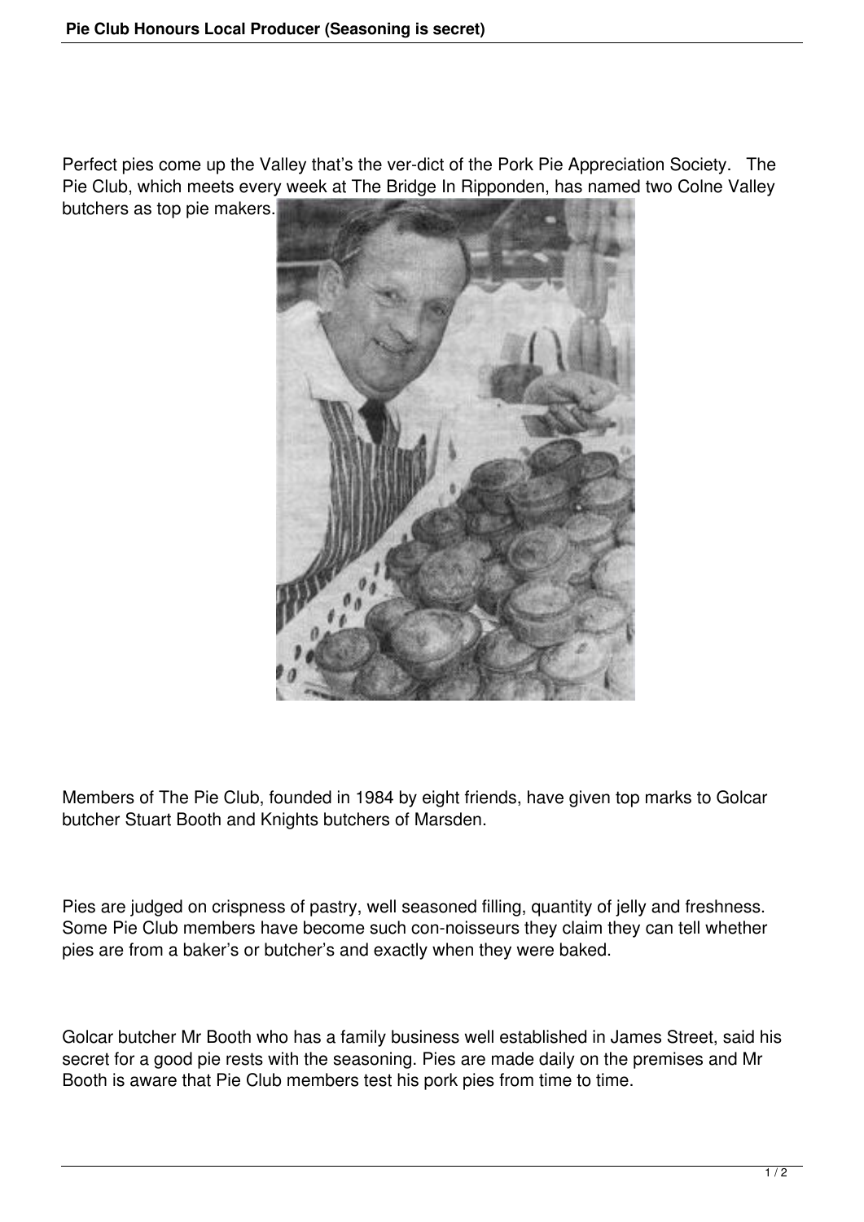Perfect pies come up the Valley that's the ver-dict of the Pork Pie Appreciation Society. The Pie Club, which meets every week at The Bridge In Ripponden, has named two Colne Valley butchers as top pie makers.

Members of The Pie Club, founded in 1984 by eight friends, have given top marks to Golcar butcher Stuart Booth and Knights butchers of Marsden.

Pies are judged on crispness of pastry, well seasoned filling, quantity of jelly and freshness. Some Pie Club members have become such con-noisseurs they claim they can tell whether pies are from a baker's or butcher's and exactly when they were baked.

Golcar butcher Mr Booth who has a family business well established in James Street, said his secret for a good pie rests with the seasoning. Pies are made daily on the premises and Mr Booth is aware that Pie Club members test his pork pies from time to time.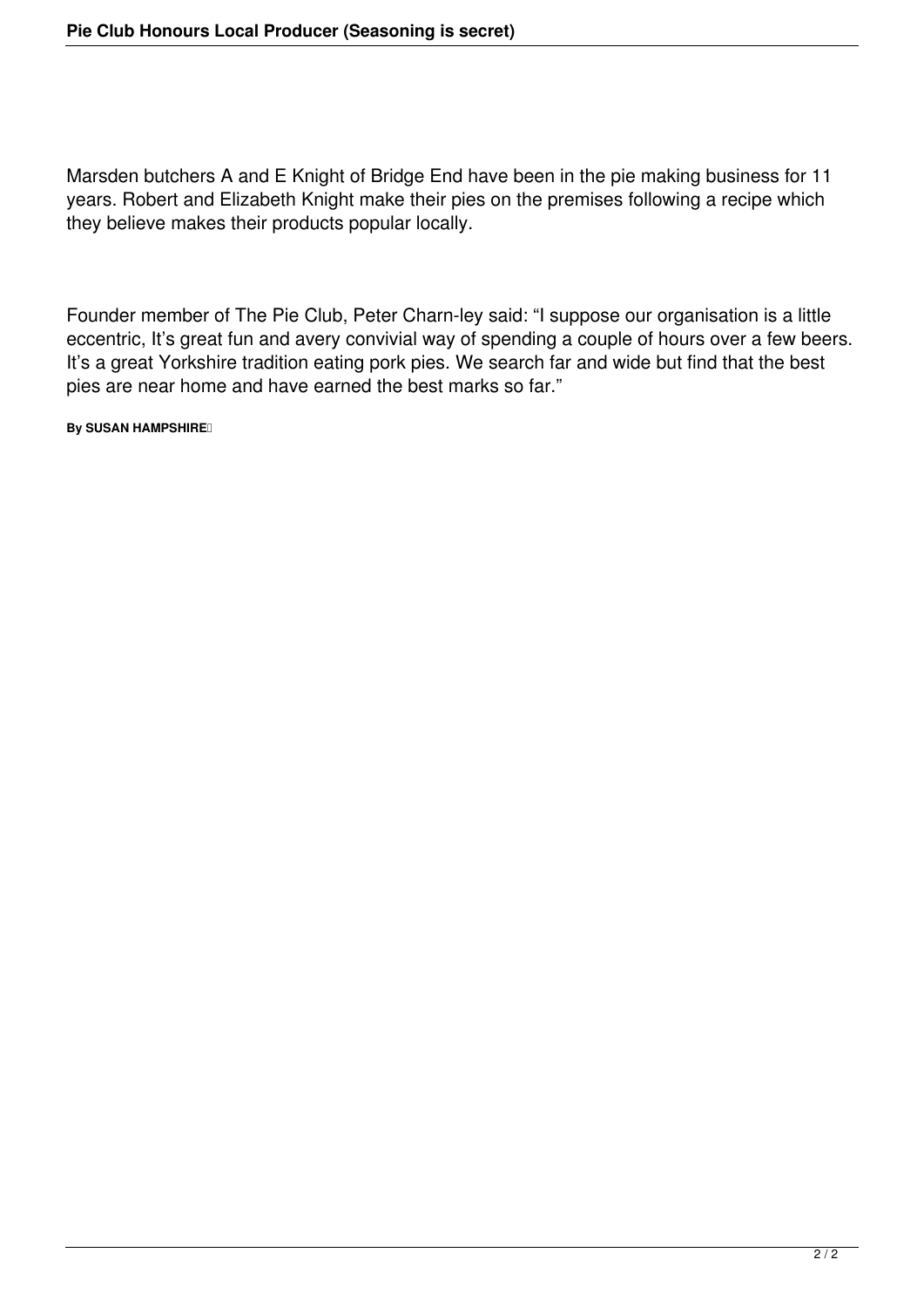Marsden butchers A and E Knight of Bridge End have been in the pie making business for 11 years. Robert and Elizabeth Knight make their pies on the premises following a recipe which they believe makes their products popular locally.

Founder member of The Pie Club, Peter Charn-ley said: "I suppose our organisation is a little eccentric, It's great fun and avery convivial way of spending a couple of hours over a few beers. It's a great Yorkshire tradition eating pork pies. We search far and wide but find that the best pies are near home and have earned the best marks so far."

**By SUSAN HAMPSHIRE**